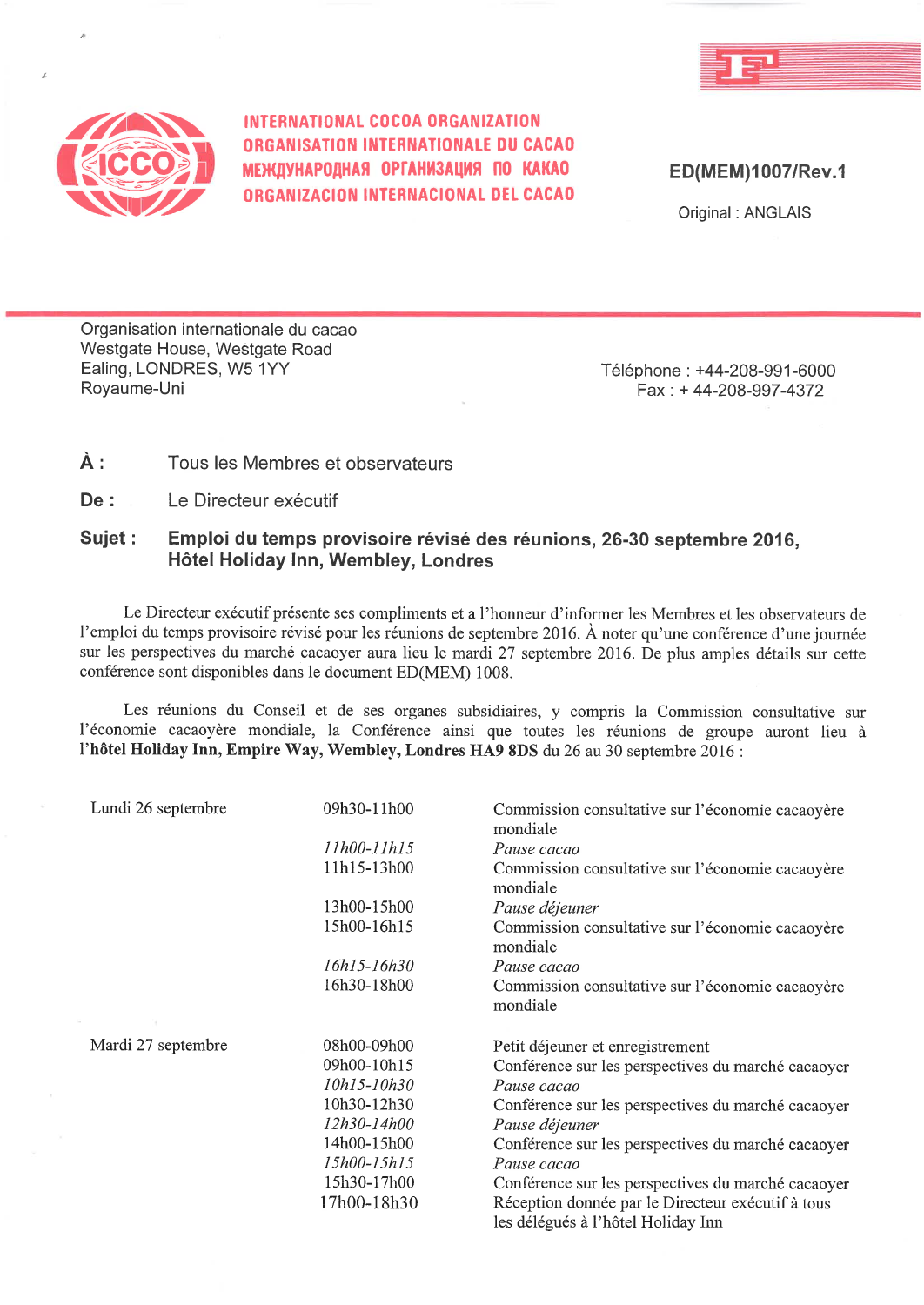INTERNATIONAL COCOA ORGANIZATION
ORGANISATION INTERNATIONALE DU CACAO
МЕЖДУНАРОДНАЯ ОРГАНИЗАЦИЯ ПО КАКАО
ORGANIZACION INTERNACIONAL DEL CACAO

**ED(MEM)1007/Rev.1**

Original : ANGLAIS

Organisation internationale du cacao
Westgate House, Westgate Road
Ealing, LONDRES, W5 1YY
Royaume-Uni

Téléphone : +44-208-991-6000
Fax : + 44-208-997-4372

**À :** Tous les Membres et observateurs

**De :** Le Directeur exécutif

**Sujet : Emploi du temps provisoire révisé des réunions, 26-30 septembre 2016, Hôtel Holiday Inn, Wembley, Londres**

Le Directeur exécutif présente ses compliments et a l'honneur d'informer les Membres et les observateurs de l'emploi du temps provisoire révisé pour les réunions de septembre 2016. À noter qu'une conférence d'une journée sur les perspectives du marché cacaoyer aura lieu le mardi 27 septembre 2016. De plus amples détails sur cette conférence sont disponibles dans le document ED(MEM) 1008.

Les réunions du Conseil et de ses organes subsidiaires, y compris la Commission consultative sur l'économie cacaoyère mondiale, la Conférence ainsi que toutes les réunions de groupe auront lieu à l'**hôtel Holiday Inn, Empire Way, Wembley, Londres HA9 8DS** du 26 au 30 septembre 2016 :

| | | |
|---|---|---|
| Lundi 26 septembre | 09h30-11h00 | Commission consultative sur l'économie cacaoyère mondiale |
| | *11h00-11h15* | *Pause cacao* |
| | 11h15-13h00 | Commission consultative sur l'économie cacaoyère mondiale |
| | 13h00-15h00 | *Pause déjeuner* |
| | 15h00-16h15 | Commission consultative sur l'économie cacaoyère mondiale |
| | *16h15-16h30* | *Pause cacao* |
| | 16h30-18h00 | Commission consultative sur l'économie cacaoyère mondiale |
| Mardi 27 septembre | 08h00-09h00 | Petit déjeuner et enregistrement |
| | 09h00-10h15 | Conférence sur les perspectives du marché cacaoyer |
| | *10h15-10h30* | *Pause cacao* |
| | 10h30-12h30 | Conférence sur les perspectives du marché cacaoyer |
| | *12h30-14h00* | *Pause déjeuner* |
| | 14h00-15h00 | Conférence sur les perspectives du marché cacaoyer |
| | *15h00-15h15* | *Pause cacao* |
| | 15h30-17h00 | Conférence sur les perspectives du marché cacaoyer |
| | 17h00-18h30 | Réception donnée par le Directeur exécutif à tous les délégués à l'hôtel Holiday Inn |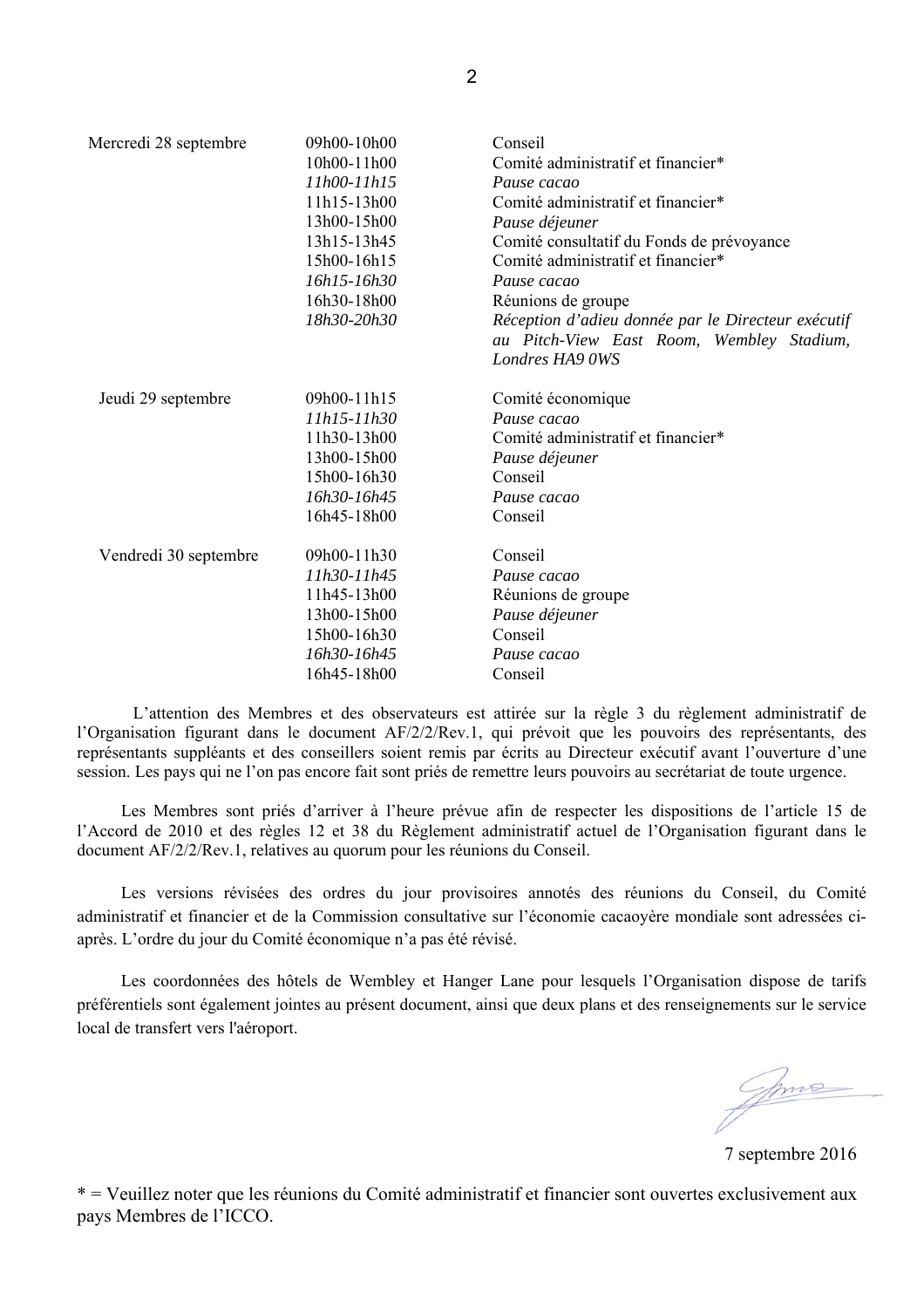| | | |
|---|---|---|
| Mercredi 28 septembre | 09h00-10h00 | Conseil |
| | 10h00-11h00 | Comité administratif et financier* |
| | *11h00-11h15* | *Pause cacao* |
| | 11h15-13h00 | Comité administratif et financier* |
| | 13h00-15h00 | *Pause déjeuner* |
| | 13h15-13h45 | Comité consultatif du Fonds de prévoyance |
| | 15h00-16h15 | Comité administratif et financier* |
| | *16h15-16h30* | *Pause cacao* |
| | 16h30-18h00 | Réunions de groupe |
| | *18h30-20h30* | *Réception d'adieu donnée par le Directeur exécutif au Pitch-View East Room, Wembley Stadium, Londres HA9 0WS* |
| Jeudi 29 septembre | 09h00-11h15 | Comité économique |
| | *11h15-11h30* | *Pause cacao* |
| | 11h30-13h00 | Comité administratif et financier* |
| | 13h00-15h00 | *Pause déjeuner* |
| | 15h00-16h30 | Conseil |
| | *16h30-16h45* | *Pause cacao* |
| | 16h45-18h00 | Conseil |
| Vendredi 30 septembre | 09h00-11h30 | Conseil |
| | *11h30-11h45* | *Pause cacao* |
| | 11h45-13h00 | Réunions de groupe |
| | 13h00-15h00 | *Pause déjeuner* |
| | 15h00-16h30 | Conseil |
| | *16h30-16h45* | *Pause cacao* |
| | 16h45-18h00 | Conseil |

L'attention des Membres et des observateurs est attirée sur la règle 3 du règlement administratif de l'Organisation figurant dans le document AF/2/2/Rev.1, qui prévoit que les pouvoirs des représentants, des représentants suppléants et des conseillers soient remis par écrits au Directeur exécutif avant l'ouverture d'une session. Les pays qui ne l'on pas encore fait sont priés de remettre leurs pouvoirs au secrétariat de toute urgence.

Les Membres sont priés d'arriver à l'heure prévue afin de respecter les dispositions de l'article 15 de l'Accord de 2010 et des règles 12 et 38 du Règlement administratif actuel de l'Organisation figurant dans le document AF/2/2/Rev.1, relatives au quorum pour les réunions du Conseil.

Les versions révisées des ordres du jour provisoires annotés des réunions du Conseil, du Comité administratif et financier et de la Commission consultative sur l'économie cacaoyère mondiale sont adressées ci-après. L'ordre du jour du Comité économique n'a pas été révisé.

Les coordonnées des hôtels de Wembley et Hanger Lane pour lesquels l'Organisation dispose de tarifs préférentiels sont également jointes au présent document, ainsi que deux plans et des renseignements sur le service local de transfert vers l'aéroport.

7 septembre 2016

* = Veuillez noter que les réunions du Comité administratif et financier sont ouvertes exclusivement aux pays Membres de l'ICCO.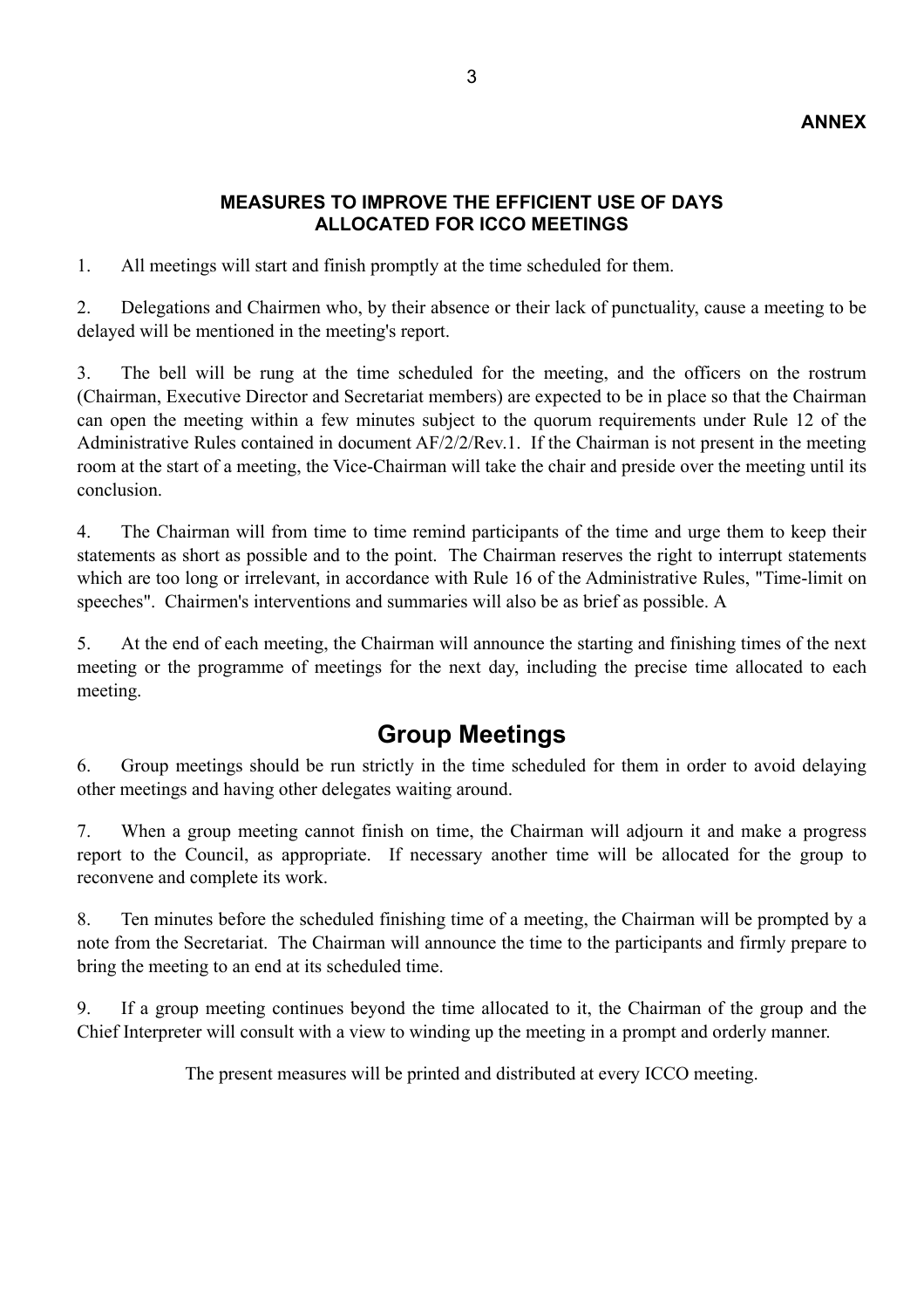**ANNEX**

## MEASURES TO IMPROVE THE EFFICIENT USE OF DAYS ALLOCATED FOR ICCO MEETINGS

1. All meetings will start and finish promptly at the time scheduled for them.

2. Delegations and Chairmen who, by their absence or their lack of punctuality, cause a meeting to be delayed will be mentioned in the meeting's report.

3. The bell will be rung at the time scheduled for the meeting, and the officers on the rostrum (Chairman, Executive Director and Secretariat members) are expected to be in place so that the Chairman can open the meeting within a few minutes subject to the quorum requirements under Rule 12 of the Administrative Rules contained in document AF/2/2/Rev.1. If the Chairman is not present in the meeting room at the start of a meeting, the Vice-Chairman will take the chair and preside over the meeting until its conclusion.

4. The Chairman will from time to time remind participants of the time and urge them to keep their statements as short as possible and to the point. The Chairman reserves the right to interrupt statements which are too long or irrelevant, in accordance with Rule 16 of the Administrative Rules, "Time-limit on speeches". Chairmen's interventions and summaries will also be as brief as possible. A

5. At the end of each meeting, the Chairman will announce the starting and finishing times of the next meeting or the programme of meetings for the next day, including the precise time allocated to each meeting.

# Group Meetings

6. Group meetings should be run strictly in the time scheduled for them in order to avoid delaying other meetings and having other delegates waiting around.

7. When a group meeting cannot finish on time, the Chairman will adjourn it and make a progress report to the Council, as appropriate. If necessary another time will be allocated for the group to reconvene and complete its work.

8. Ten minutes before the scheduled finishing time of a meeting, the Chairman will be prompted by a note from the Secretariat. The Chairman will announce the time to the participants and firmly prepare to bring the meeting to an end at its scheduled time.

9. If a group meeting continues beyond the time allocated to it, the Chairman of the group and the Chief Interpreter will consult with a view to winding up the meeting in a prompt and orderly manner.

The present measures will be printed and distributed at every ICCO meeting.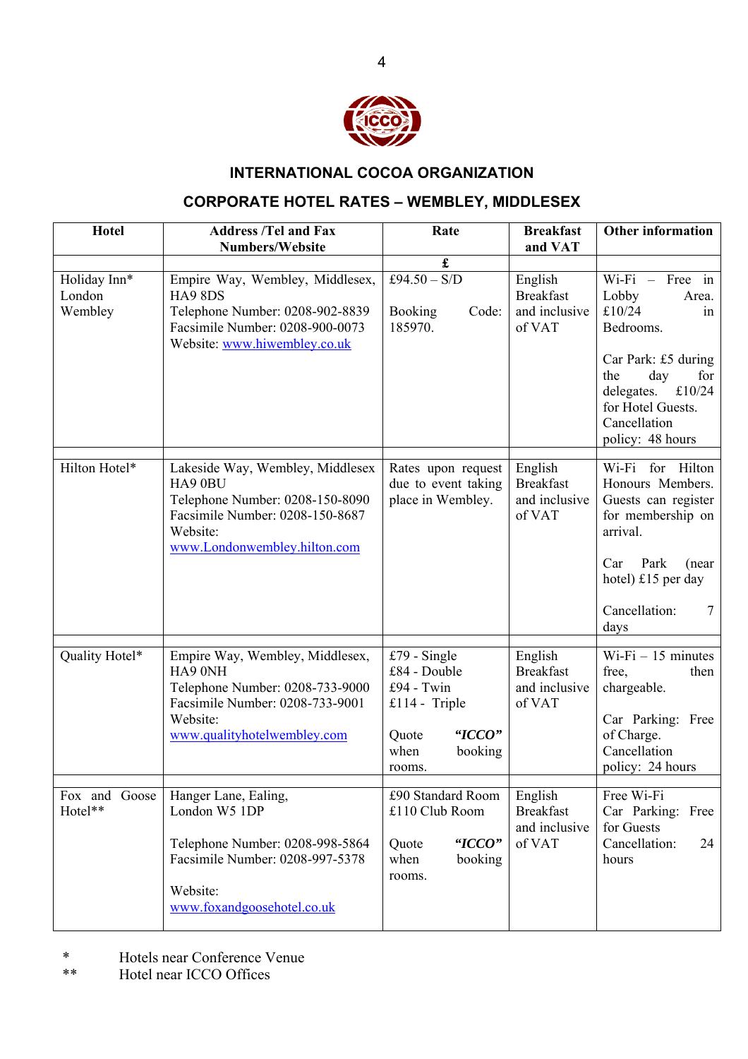## INTERNATIONAL COCOA ORGANIZATION

## CORPORATE HOTEL RATES – WEMBLEY, MIDDLESEX

| Hotel | Address /Tel and Fax Numbers/Website | Rate | Breakfast and VAT | Other information |
|---|---|---|---|---|
| | | **£** | | |
| Holiday Inn* London Wembley | Empire Way, Wembley, Middlesex, HA9 8DS<br>Telephone Number: 0208-902-8839<br>Facsimile Number: 0208-900-0073<br>Website: www.hiwembley.co.uk | £94.50 – S/D<br><br>Booking Code: 185970. | English Breakfast and inclusive of VAT | Wi-Fi – Free in Lobby Area. £10/24 in Bedrooms.<br><br>Car Park: £5 during the day for delegates. £10/24 for Hotel Guests.<br>Cancellation policy: 48 hours |
| Hilton Hotel* | Lakeside Way, Wembley, Middlesex HA9 0BU<br>Telephone Number: 0208-150-8090<br>Facsimile Number: 0208-150-8687<br>Website:<br>www.Londonwembley.hilton.com | Rates upon request due to event taking place in Wembley. | English Breakfast and inclusive of VAT | Wi-Fi for Hilton Honours Members. Guests can register for membership on arrival.<br><br>Car Park (near hotel) £15 per day<br><br>Cancellation: 7 days |
| Quality Hotel* | Empire Way, Wembley, Middlesex, HA9 0NH<br>Telephone Number: 0208-733-9000<br>Facsimile Number: 0208-733-9001<br>Website:<br>www.qualityhotelwembley.com | £79 - Single<br>£84 - Double<br>£94 - Twin<br>£114 - Triple<br><br>Quote ***"ICCO"*** when booking rooms. | English Breakfast and inclusive of VAT | Wi-Fi – 15 minutes free, then chargeable.<br><br>Car Parking: Free of Charge.<br>Cancellation policy: 24 hours |
| Fox and Goose Hotel** | Hanger Lane, Ealing, London W5 1DP<br><br>Telephone Number: 0208-998-5864<br>Facsimile Number: 0208-997-5378<br><br>Website:<br>www.foxandgoosehotel.co.uk | £90 Standard Room<br>£110 Club Room<br><br>Quote ***"ICCO"*** when booking rooms. | English Breakfast and inclusive of VAT | Free Wi-Fi<br>Car Parking: Free for Guests<br>Cancellation: 24 hours |

\* Hotels near Conference Venue
\*\* Hotel near ICCO Offices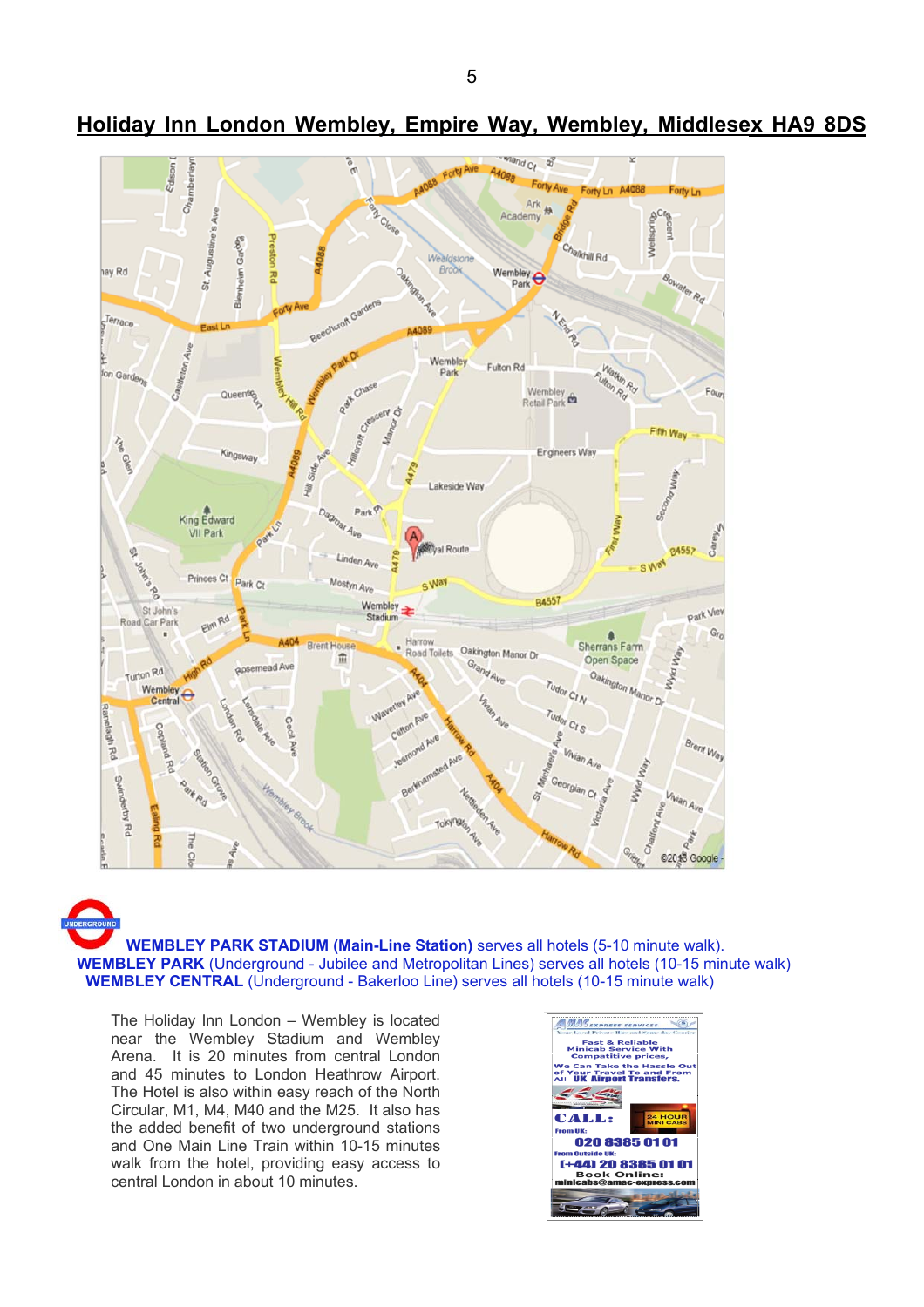## Holiday Inn London Wembley, Empire Way, Wembley, Middlesex HA9 8DS

**WEMBLEY PARK STADIUM (Main-Line Station)** serves all hotels (5-10 minute walk).
**WEMBLEY PARK** (Underground - Jubilee and Metropolitan Lines) serves all hotels (10-15 minute walk)
**WEMBLEY CENTRAL** (Underground - Bakerloo Line) serves all hotels (10-15 minute walk)

The Holiday Inn London – Wembley is located near the Wembley Stadium and Wembley Arena. It is 20 minutes from central London and 45 minutes to London Heathrow Airport. The Hotel is also within easy reach of the North Circular, M1, M4, M40 and the M25. It also has the added benefit of two underground stations and One Main Line Train within 10-15 minutes walk from the hotel, providing easy access to central London in about 10 minutes.

AMAC Express Services
Fast & Reliable Minicab Service With Competitive prices,
We Can Take the Hassle Out of Your Travel To and From All UK Airport Transfers.
CALL:
24 HOUR MINI CABS
From UK:
020 8385 01 01
From Outside UK:
[+44] 20 8385 01 01
Book Online:
minicabs@amac-express.com